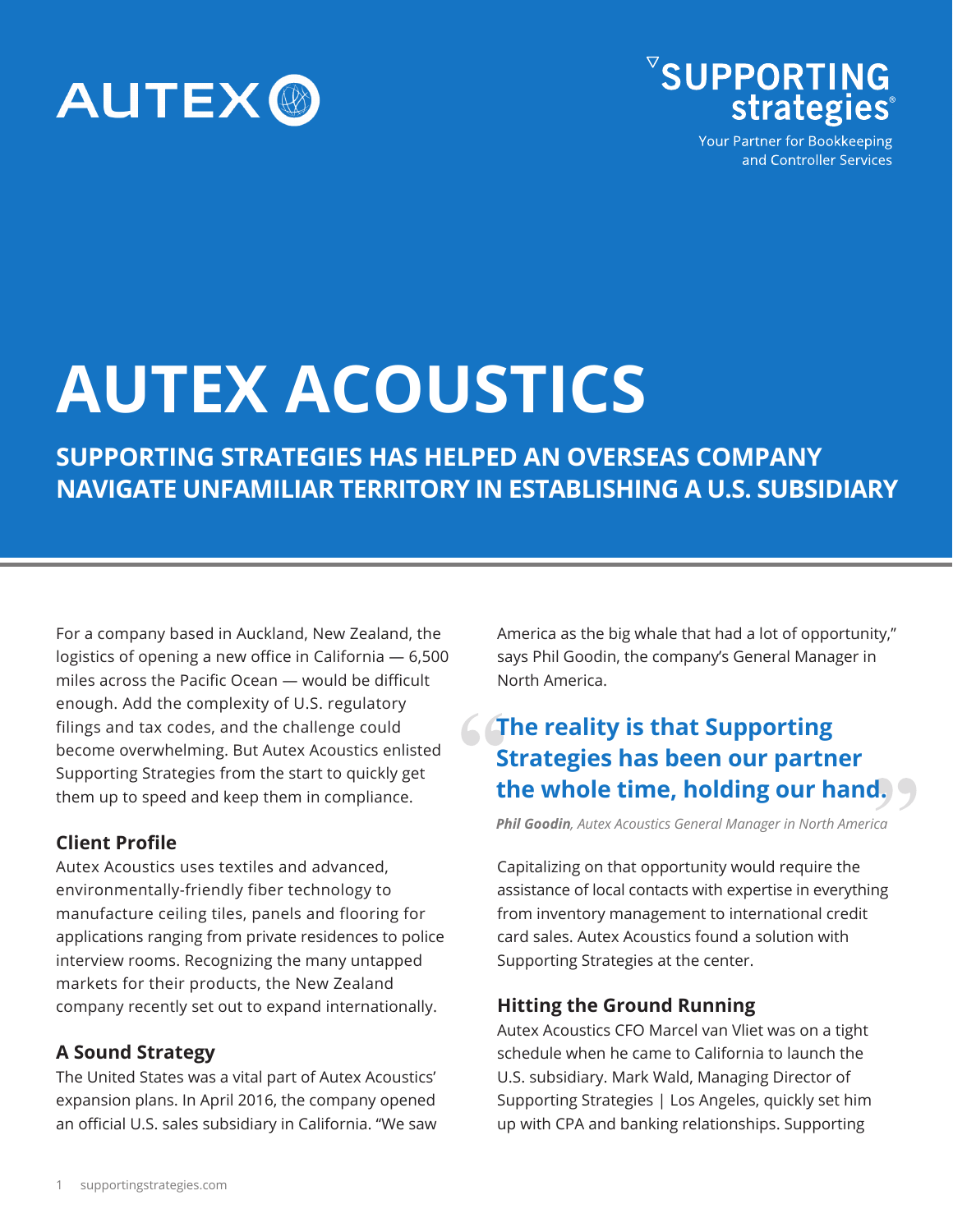AUTEX

SUPPORTING strategies®
Your Partner for Bookkeeping and Controller Services

# AUTEX ACOUSTICS

## SUPPORTING STRATEGIES HAS HELPED AN OVERSEAS COMPANY NAVIGATE UNFAMILIAR TERRITORY IN ESTABLISHING A U.S. SUBSIDIARY

For a company based in Auckland, New Zealand, the logistics of opening a new office in California — 6,500 miles across the Pacific Ocean — would be difficult enough. Add the complexity of U.S. regulatory filings and tax codes, and the challenge could become overwhelming. But Autex Acoustics enlisted Supporting Strategies from the start to quickly get them up to speed and keep them in compliance.

### Client Profile

Autex Acoustics uses textiles and advanced, environmentally-friendly fiber technology to manufacture ceiling tiles, panels and flooring for applications ranging from private residences to police interview rooms. Recognizing the many untapped markets for their products, the New Zealand company recently set out to expand internationally.

### A Sound Strategy

The United States was a vital part of Autex Acoustics' expansion plans. In April 2016, the company opened an official U.S. sales subsidiary in California. "We saw America as the big whale that had a lot of opportunity," says Phil Goodin, the company's General Manager in North America.

> **"The reality is that Supporting Strategies has been our partner the whole time, holding our hand."**
>
> ***Phil Goodin**, Autex Acoustics General Manager in North America*

Capitalizing on that opportunity would require the assistance of local contacts with expertise in everything from inventory management to international credit card sales. Autex Acoustics found a solution with Supporting Strategies at the center.

### Hitting the Ground Running

Autex Acoustics CFO Marcel van Vliet was on a tight schedule when he came to California to launch the U.S. subsidiary. Mark Wald, Managing Director of Supporting Strategies | Los Angeles, quickly set him up with CPA and banking relationships. Supporting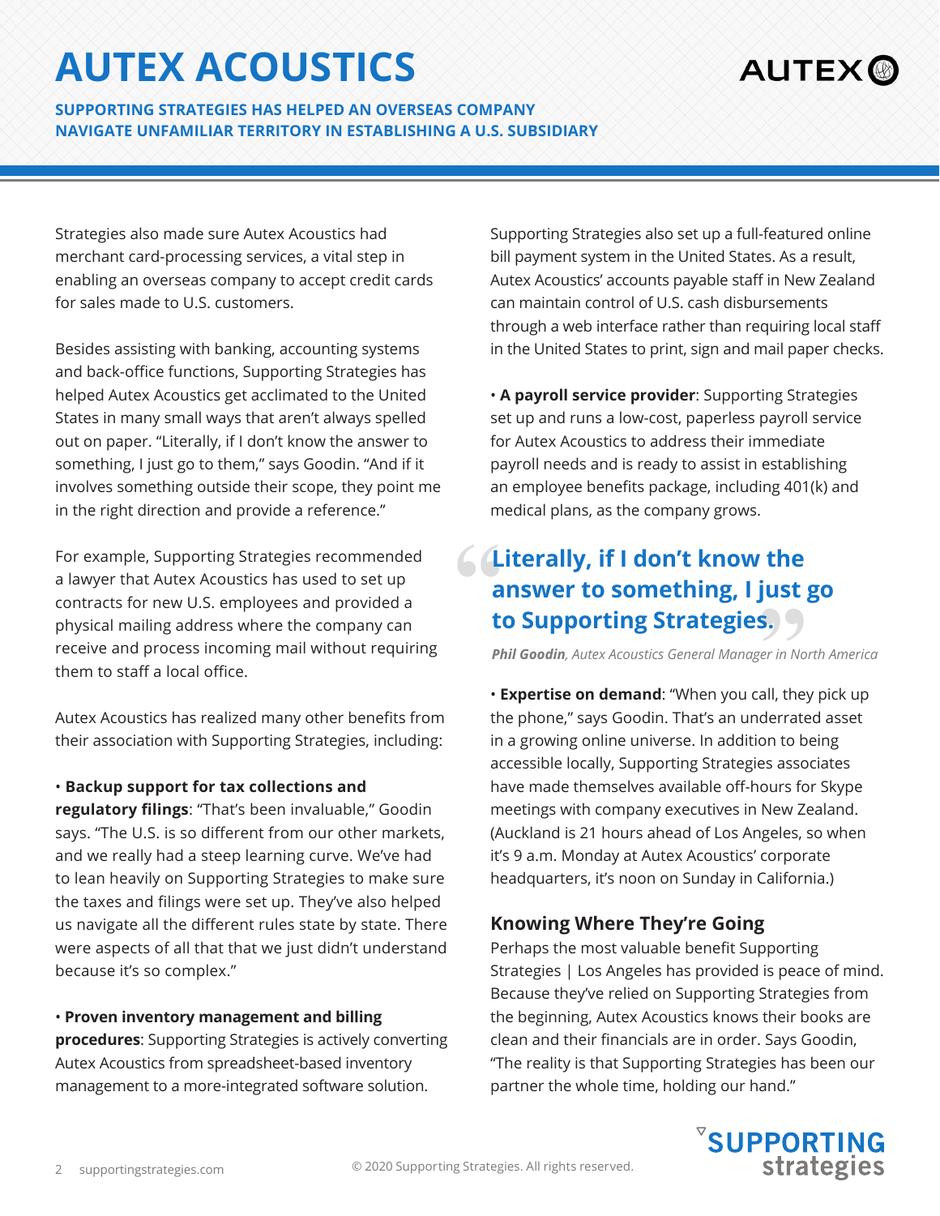# AUTEX ACOUSTICS

**SUPPORTING STRATEGIES HAS HELPED AN OVERSEAS COMPANY NAVIGATE UNFAMILIAR TERRITORY IN ESTABLISHING A U.S. SUBSIDIARY**

Strategies also made sure Autex Acoustics had merchant card-processing services, a vital step in enabling an overseas company to accept credit cards for sales made to U.S. customers.

Besides assisting with banking, accounting systems and back-office functions, Supporting Strategies has helped Autex Acoustics get acclimated to the United States in many small ways that aren't always spelled out on paper. "Literally, if I don't know the answer to something, I just go to them," says Goodin. "And if it involves something outside their scope, they point me in the right direction and provide a reference."

For example, Supporting Strategies recommended a lawyer that Autex Acoustics has used to set up contracts for new U.S. employees and provided a physical mailing address where the company can receive and process incoming mail without requiring them to staff a local office.

Autex Acoustics has realized many other benefits from their association with Supporting Strategies, including:

- **Backup support for tax collections and regulatory filings**: "That's been invaluable," Goodin says. "The U.S. is so different from our other markets, and we really had a steep learning curve. We've had to lean heavily on Supporting Strategies to make sure the taxes and filings were set up. They've also helped us navigate all the different rules state by state. There were aspects of all that that we just didn't understand because it's so complex."

- **Proven inventory management and billing procedures**: Supporting Strategies is actively converting Autex Acoustics from spreadsheet-based inventory management to a more-integrated software solution. Supporting Strategies also set up a full-featured online bill payment system in the United States. As a result, Autex Acoustics' accounts payable staff in New Zealand can maintain control of U.S. cash disbursements through a web interface rather than requiring local staff in the United States to print, sign and mail paper checks.

- **A payroll service provider**: Supporting Strategies set up and runs a low-cost, paperless payroll service for Autex Acoustics to address their immediate payroll needs and is ready to assist in establishing an employee benefits package, including 401(k) and medical plans, as the company grows.

> **"Literally, if I don't know the answer to something, I just go to Supporting Strategies."**
>
> ***Phil Goodin**, Autex Acoustics General Manager in North America*

- **Expertise on demand**: "When you call, they pick up the phone," says Goodin. That's an underrated asset in a growing online universe. In addition to being accessible locally, Supporting Strategies associates have made themselves available off-hours for Skype meetings with company executives in New Zealand. (Auckland is 21 hours ahead of Los Angeles, so when it's 9 a.m. Monday at Autex Acoustics' corporate headquarters, it's noon on Sunday in California.)

## Knowing Where They're Going

Perhaps the most valuable benefit Supporting Strategies | Los Angeles has provided is peace of mind. Because they've relied on Supporting Strategies from the beginning, Autex Acoustics knows their books are clean and their financials are in order. Says Goodin, "The reality is that Supporting Strategies has been our partner the whole time, holding our hand."

supportingstrategies.com © 2020 Supporting Strategies. All rights reserved.